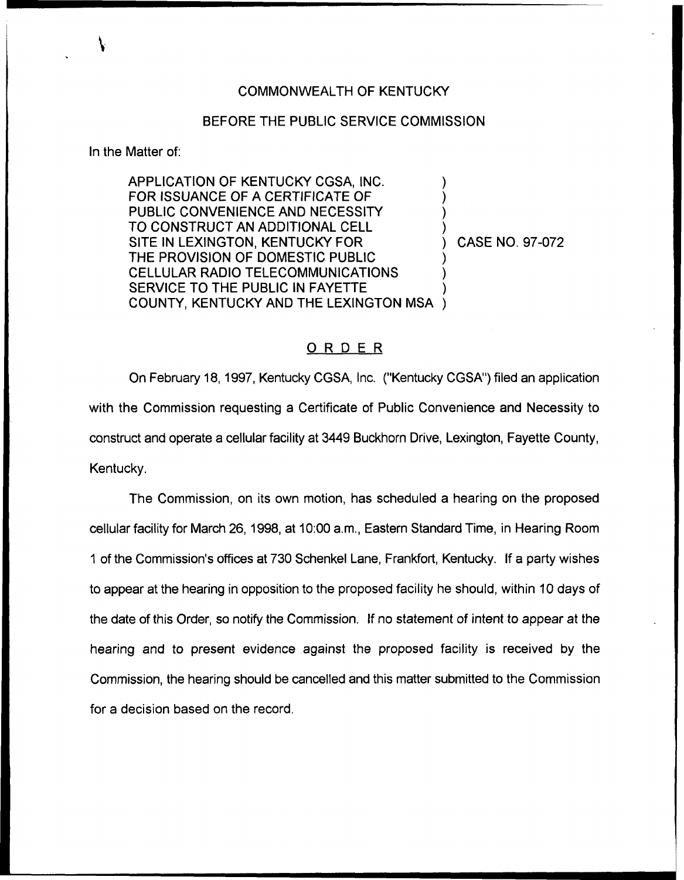COMMONWEALTH OF KENTUCKY

BEFORE THE PUBLIC SERVICE COMMISSION

In the Matter of:

APPLICATION OF KENTUCKY CGSA, INC. FOR ISSUANCE OF A CERTIFICATE OF PUBLIC CONVENIENCE AND NECESSITY TO CONSTRUCT AN ADDITIONAL CELL SITE IN LEXINGTON, KENTUCKY FOR THE PROVISION OF DOMESTIC PUBLIC CELLULAR RADIO TELECOMMUNICATIONS SERVICE TO THE PUBLIC IN FAYETTE COUNTY, KENTUCKY AND THE LEXINGTON MSA ) CASE NO. 97-072

## ORDER

On February 18, 1997, Kentucky CGSA, Inc. ("Kentucky CGSA") filed an application with the Commission requesting a Certificate of Public Convenience and Necessity to construct and operate a cellular facility at 3449 Buckhorn Drive, Lexington, Fayette County, Kentucky.

The Commission, on its own motion, has scheduled a hearing on the proposed cellular facility for March 26, 1998, at 10:00 a.m., Eastern Standard Time, in Hearing Room 1 of the Commission's offices at 730 Schenkel Lane, Frankfort, Kentucky. If a party wishes to appear at the hearing in opposition to the proposed facility he should, within 10 days of the date of this Order, so notify the Commission. If no statement of intent to appear at the hearing and to present evidence against the proposed facility is received by the Commission, the hearing should be cancelled and this matter submitted to the Commission for a decision based on the record.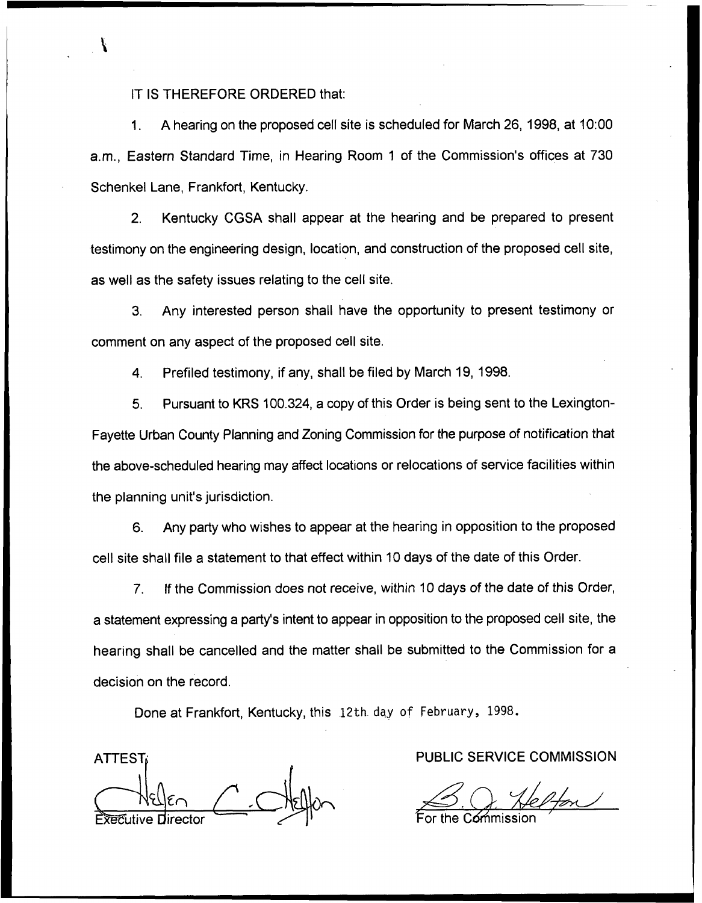IT IS THEREFORE ORDERED that:

1. A hearing on the proposed cell site is scheduled for March 26, 1998, at 10:00 a.m., Eastern Standard Time, in Hearing Room 1 of the Commission's offices at 730 Schenkel Lane, Frankfort, Kentucky.

2. Kentucky CGSA shall appear at the hearing and be prepared to present testimony on the engineering design, location, and construction of the proposed cell site, as well as the safety issues relating to the cell site.

3. Any interested person shall have the opportunity to present testimony or comment on any aspect of the proposed cell site.

4. Prefiled testimony, if any, shall be filed by March 19, 1998.

5. Pursuant to KRS 100.324, a copy of this Order is being sent to the Lexington-Fayette Urban County Planning and Zoning Commission for the purpose of notification that the above-scheduled hearing may affect locations or relocations of service facilities within the planning unit's jurisdiction.

6. Any party who wishes to appear at the hearing in opposition to the proposed cell site shall file a statement to that effect within 10 days of the date of this Order.

7. If the Commission does not receive, within 10 days of the date of this Order, a statement expressing a party's intent to appear in opposition to the proposed cell site, the hearing shall be cancelled and the matter shall be submitted to the Commission for a decision on the record.

Done at Frankfort, Kentucky, this 12th day of February, 1998.

ATTEST:

Executive Director

PUBLIC SERVICE COMMISSION

For the Commission